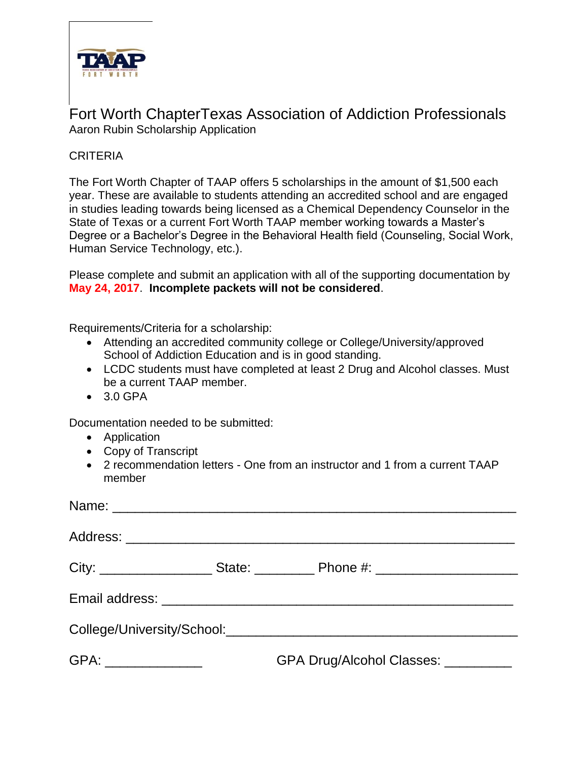# Fort Worth ChapterTexas Association of Addiction Professionals

Aaron Rubin Scholarship Application

CRITERIA

The Fort Worth Chapter of TAAP offers 5 scholarships in the amount of $1,500 each year. These are available to students attending an accredited school and are engaged in studies leading towards being licensed as a Chemical Dependency Counselor in the State of Texas or a current Fort Worth TAAP member working towards a Master's Degree or a Bachelor's Degree in the Behavioral Health field (Counseling, Social Work, Human Service Technology, etc.).

Please complete and submit an application with all of the supporting documentation by **May 24, 2017**. **Incomplete packets will not be considered**.

Requirements/Criteria for a scholarship:

- Attending an accredited community college or College/University/approved School of Addiction Education and is in good standing.
- LCDC students must have completed at least 2 Drug and Alcohol classes. Must be a current TAAP member.
- 3.0 GPA

Documentation needed to be submitted:

- Application
- Copy of Transcript
- 2 recommendation letters - One from an instructor and 1 from a current TAAP member

Name: ______________________________________________________

Address: ____________________________________________________

City: _______________ State: ________ Phone #: ___________________

Email address: ______________________________________________

College/University/School:_______________________________________

GPA: _____________ GPA Drug/Alcohol Classes: _________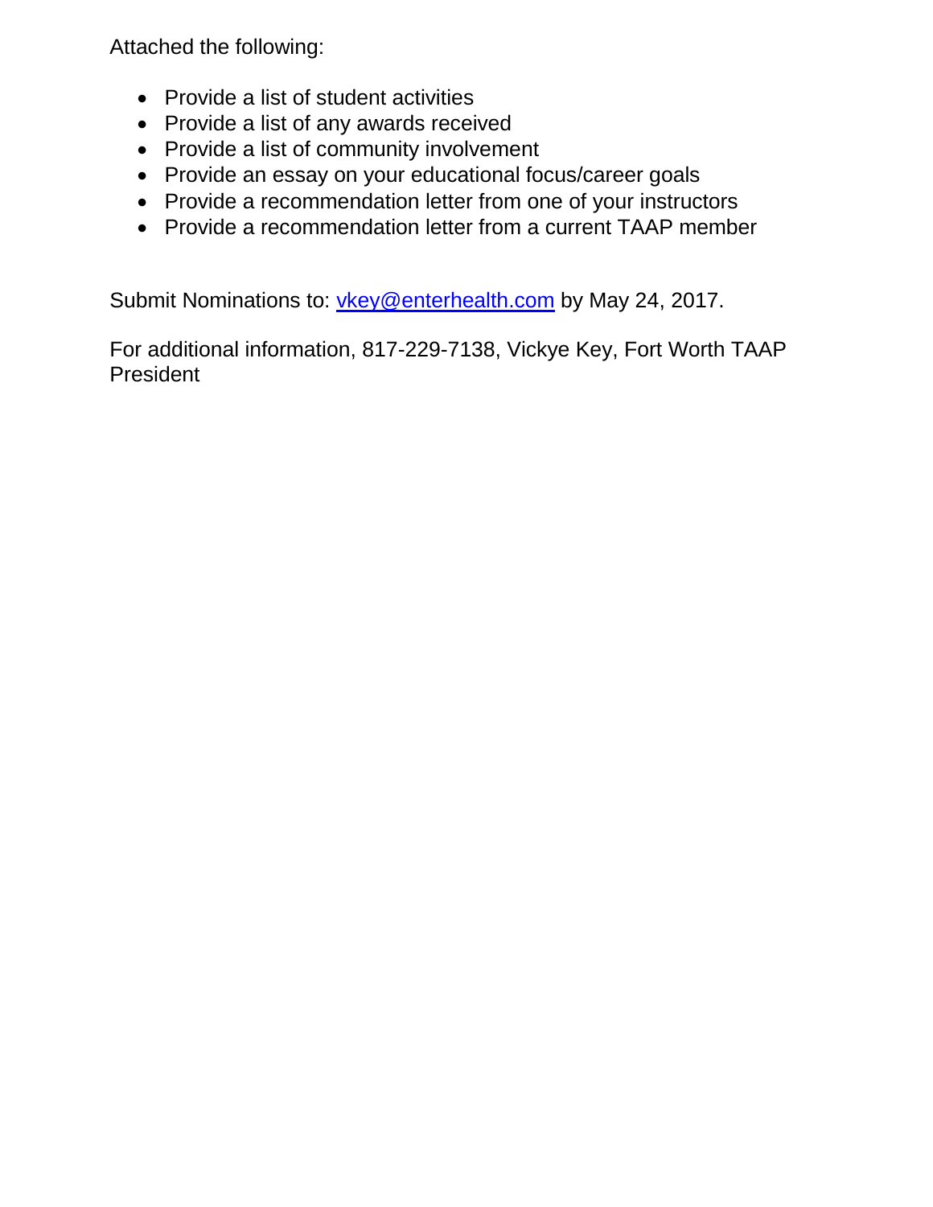Attached the following:

- Provide a list of student activities
- Provide a list of any awards received
- Provide a list of community involvement
- Provide an essay on your educational focus/career goals
- Provide a recommendation letter from one of your instructors
- Provide a recommendation letter from a current TAAP member

Submit Nominations to: vkey@enterhealth.com by May 24, 2017.

For additional information, 817-229-7138, Vickye Key, Fort Worth TAAP President